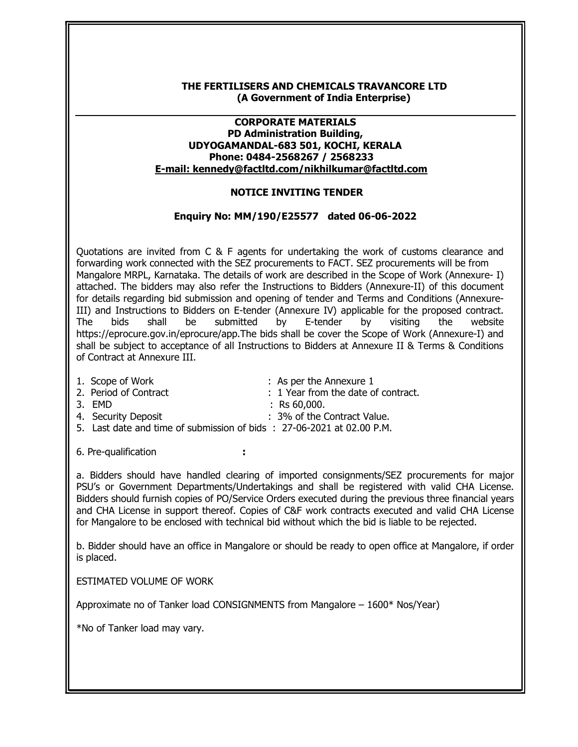**THE FERTILISERS AND CHEMICALS TRAVANCORE LTD**
**(A Government of India Enterprise)**

**CORPORATE MATERIALS**
**PD Administration Building,**
**UDYOGAMANDAL-683 501, KOCHI, KERALA**
**Phone: 0484-2568267 / 2568233**
**E-mail: kennedy@factltd.com/nikhilkumar@factltd.com**

## NOTICE INVITING TENDER

### Enquiry No: MM/190/E25577 dated 06-06-2022

Quotations are invited from C & F agents for undertaking the work of customs clearance and forwarding work connected with the SEZ procurements to FACT. SEZ procurements will be from Mangalore MRPL, Karnataka. The details of work are described in the Scope of Work (Annexure- I) attached. The bidders may also refer the Instructions to Bidders (Annexure-II) of this document for details regarding bid submission and opening of tender and Terms and Conditions (Annexure-III) and Instructions to Bidders on E-tender (Annexure IV) applicable for the proposed contract. The bids shall be submitted by E-tender by visiting the website https://eprocure.gov.in/eprocure/app.The bids shall be cover the Scope of Work (Annexure-I) and shall be subject to acceptance of all Instructions to Bidders at Annexure II & Terms & Conditions of Contract at Annexure III.

1. Scope of Work : As per the Annexure 1
2. Period of Contract : 1 Year from the date of contract.
3. EMD : Rs 60,000.
4. Security Deposit : 3% of the Contract Value.
5. Last date and time of submission of bids : 27-06-2021 at 02.00 P.M.

6. Pre-qualification **:**

a. Bidders should have handled clearing of imported consignments/SEZ procurements for major PSU's or Government Departments/Undertakings and shall be registered with valid CHA License. Bidders should furnish copies of PO/Service Orders executed during the previous three financial years and CHA License in support thereof. Copies of C&F work contracts executed and valid CHA License for Mangalore to be enclosed with technical bid without which the bid is liable to be rejected.

b. Bidder should have an office in Mangalore or should be ready to open office at Mangalore, if order is placed.

ESTIMATED VOLUME OF WORK

Approximate no of Tanker load CONSIGNMENTS from Mangalore – 1600* Nos/Year)

*No of Tanker load may vary.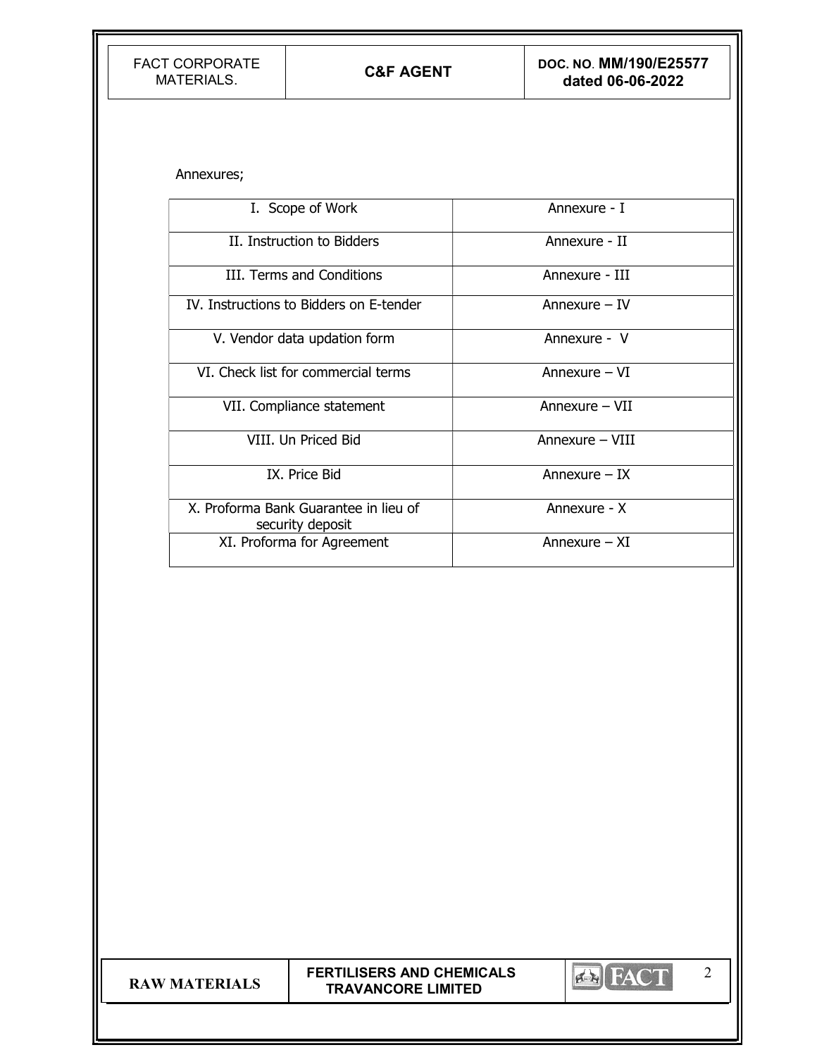Annexures;

| | |
|---|---|
| I. Scope of Work | Annexure - I |
| II. Instruction to Bidders | Annexure - II |
| III. Terms and Conditions | Annexure - III |
| IV. Instructions to Bidders on E-tender | Annexure – IV |
| V. Vendor data updation form | Annexure - V |
| VI. Check list for commercial terms | Annexure – VI |
| VII. Compliance statement | Annexure – VII |
| VIII. Un Priced Bid | Annexure – VIII |
| IX. Price Bid | Annexure – IX |
| X. Proforma Bank Guarantee in lieu of security deposit | Annexure - X |
| XI. Proforma for Agreement | Annexure – XI |